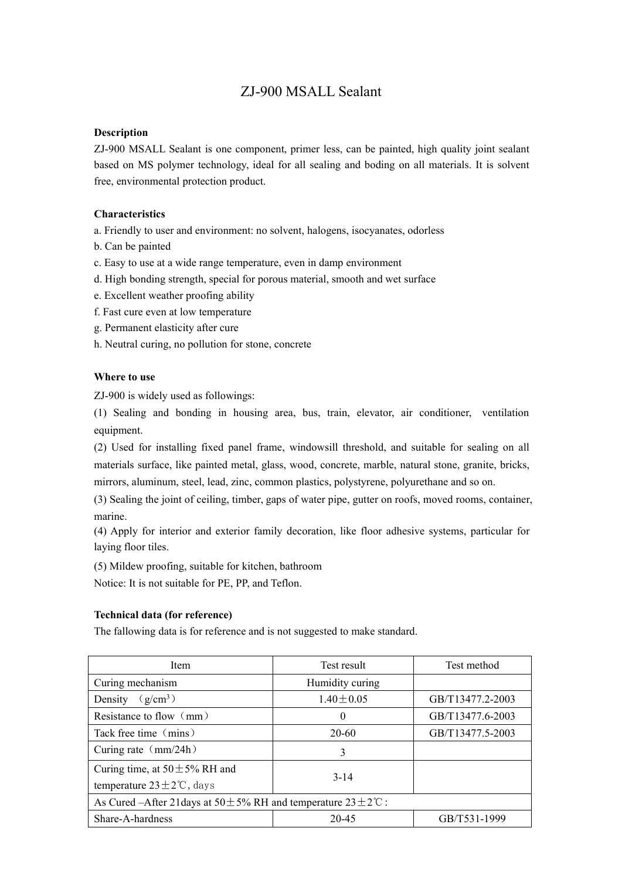# ZJ-900 MSALL Sealant

**Description**

ZJ-900 MSALL Sealant is one component, primer less, can be painted, high quality joint sealant based on MS polymer technology, ideal for all sealing and boding on all materials. It is solvent free, environmental protection product.

**Characteristics**

a. Friendly to user and environment: no solvent, halogens, isocyanates, odorless

b. Can be painted

c. Easy to use at a wide range temperature, even in damp environment

d. High bonding strength, special for porous material, smooth and wet surface

e. Excellent weather proofing ability

f. Fast cure even at low temperature

g. Permanent elasticity after cure

h. Neutral curing, no pollution for stone, concrete

**Where to use**

ZJ-900 is widely used as followings:

(1) Sealing and bonding in housing area, bus, train, elevator, air conditioner, ventilation equipment.

(2) Used for installing fixed panel frame, windowsill threshold, and suitable for sealing on all materials surface, like painted metal, glass, wood, concrete, marble, natural stone, granite, bricks, mirrors, aluminum, steel, lead, zinc, common plastics, polystyrene, polyurethane and so on.

(3) Sealing the joint of ceiling, timber, gaps of water pipe, gutter on roofs, moved rooms, container, marine.

(4) Apply for interior and exterior family decoration, like floor adhesive systems, particular for laying floor tiles.

(5) Mildew proofing, suitable for kitchen, bathroom

Notice: It is not suitable for PE, PP, and Teflon.

**Technical data (for reference)**

The fallowing data is for reference and is not suggested to make standard.

| Item | Test result | Test method |
|---|---|---|
| Curing mechanism | Humidity curing | |
| Density （$g/cm^3$） | 1.40±0.05 | GB/T13477.2-2003 |
| Resistance to flow（mm） | 0 | GB/T13477.6-2003 |
| Tack free time（mins） | 20-60 | GB/T13477.5-2003 |
| Curing rate（mm/24h） | 3 | |
| Curing time, at 50±5% RH and temperature 23±2℃, days | 3-14 | |
| As Cured –After 21days at 50±5% RH and temperature 23±2℃: | | |
| Share-A-hardness | 20-45 | GB/T531-1999 |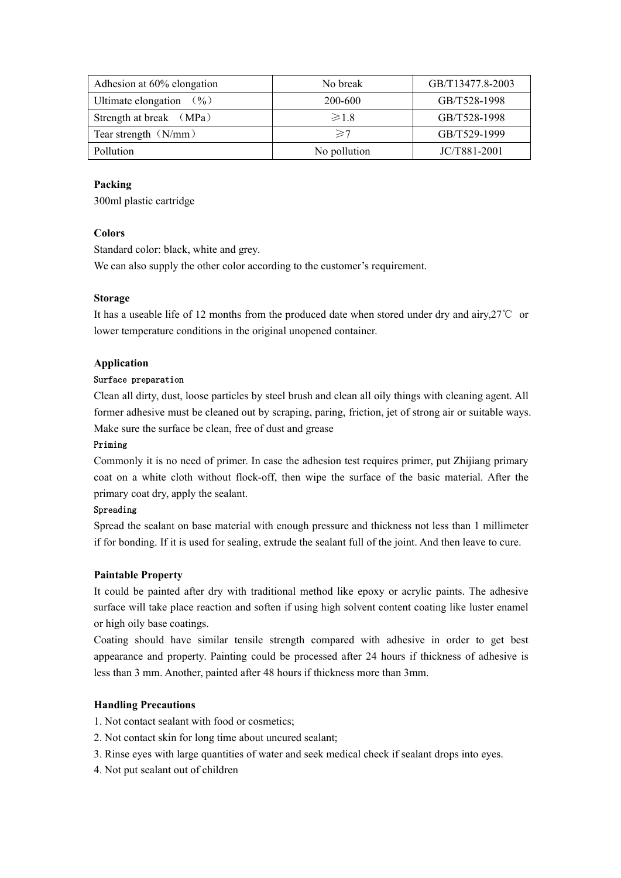| | | |
|---|---|---|
| Adhesion at 60% elongation | No break | GB/T13477.8-2003 |
| Ultimate elongation （%） | 200-600 | GB/T528-1998 |
| Strength at break （MPa） | ≥1.8 | GB/T528-1998 |
| Tear strength（N/mm） | ≥7 | GB/T529-1999 |
| Pollution | No pollution | JC/T881-2001 |

**Packing**

300ml plastic cartridge

**Colors**

Standard color: black, white and grey.

We can also supply the other color according to the customer's requirement.

**Storage**

It has a useable life of 12 months from the produced date when stored under dry and airy,27℃ or lower temperature conditions in the original unopened container.

**Application**

Surface preparation

Clean all dirty, dust, loose particles by steel brush and clean all oily things with cleaning agent. All former adhesive must be cleaned out by scraping, paring, friction, jet of strong air or suitable ways. Make sure the surface be clean, free of dust and grease

Priming

Commonly it is no need of primer. In case the adhesion test requires primer, put Zhijiang primary coat on a white cloth without flock-off, then wipe the surface of the basic material. After the primary coat dry, apply the sealant.

Spreading

Spread the sealant on base material with enough pressure and thickness not less than 1 millimeter if for bonding. If it is used for sealing, extrude the sealant full of the joint. And then leave to cure.

**Paintable Property**

It could be painted after dry with traditional method like epoxy or acrylic paints. The adhesive surface will take place reaction and soften if using high solvent content coating like luster enamel or high oily base coatings.

Coating should have similar tensile strength compared with adhesive in order to get best appearance and property. Painting could be processed after 24 hours if thickness of adhesive is less than 3 mm. Another, painted after 48 hours if thickness more than 3mm.

**Handling Precautions**

1. Not contact sealant with food or cosmetics;
2. Not contact skin for long time about uncured sealant;
3. Rinse eyes with large quantities of water and seek medical check if sealant drops into eyes.
4. Not put sealant out of children